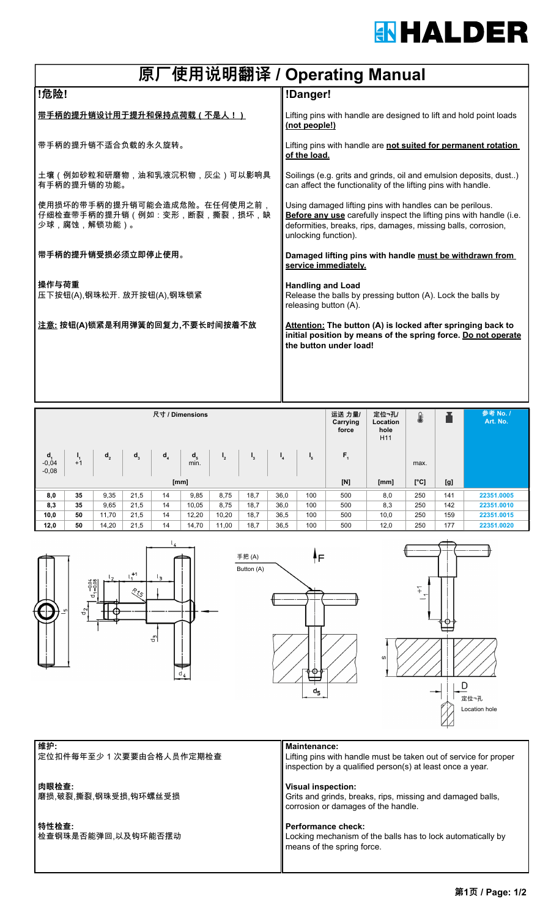# HALDER

# 原厂使用说明翻译 / Operating Manual

| !危险! | !Danger! |
|---|---|
| **带手柄的提升销设计用于提升和保持点荷载（不是人！）** | Lifting pins with handle are designed to lift and hold point loads **(not people!)** |
| 带手柄的提升销不适合负载的永久旋转。 | Lifting pins with handle are **not suited for permanent rotation of the load.** |
| 土壤（例如砂粒和研磨物，油和乳液沉积物，灰尘）可以影响具有手柄的提升销的功能。 | Soilings (e.g. grits and grinds, oil and emulsion deposits, dust..) can affect the functionality of the lifting pins with handle. |
| 使用损坏的带手柄的提升销可能会造成危险。在任何使用之前，仔细检查带手柄的提升销（例如：变形，断裂，撕裂，损坏，缺少球，腐蚀，解锁功能）。 | Using damaged lifting pins with handles can be perilous. **Before any use** carefully inspect the lifting pins with handle (i.e. deformities, breaks, rips, damages, missing balls, corrosion, unlocking function). |
| **带手柄的提升销受损必须立即停止使用。** | **Damaged lifting pins with handle must be withdrawn from service immediately.** |
| **操作与荷重**<br>压下按钮(A),钢珠松开. 放开按钮(A),钢珠锁紧 | **Handling and Load**<br>Release the balls by pressing button (A). Lock the balls by releasing button (A). |
| **注意: 按钮(A)锁紧是利用弹簧的回复力,不要长时间按着不放** | **Attention: The button (A) is locked after springing back to initial position by means of the spring force. Do not operate the button under load!** |

| 尺寸 / Dimensions | | | | | | | | | | 运送 力量/ Carrying force | 定位¬孔/ Location hole H11 | 🌡 | ⚖ | 参考 No. / Art. No. |
|---|---|---|---|---|---|---|---|---|---|---|---|---|---|---|
| $d_1$ -0,04 -0,08 | $l_1$ +1 | $d_2$ | $d_3$ | $d_4$ | $d_5$ min. | $l_2$ | $l_3$ | $l_4$ | $l_5$ | $F_1$ | | max. | | |
| [mm] | | | | | | | | | | [N] | [mm] | [°C] | [g] | |
| 8,0 | 35 | 9,35 | 21,5 | 14 | 9,85 | 8,75 | 18,7 | 36,0 | 100 | 500 | 8,0 | 250 | 141 | 22351.0005 |
| 8,3 | 35 | 9,65 | 21,5 | 14 | 10,05 | 8,75 | 18,7 | 36,0 | 100 | 500 | 8,3 | 250 | 142 | 22351.0010 |
| 10,0 | 50 | 11,70 | 21,5 | 14 | 12,20 | 10,20 | 18,7 | 36,5 | 100 | 500 | 10,0 | 250 | 159 | 22351.0015 |
| 12,0 | 50 | 14,20 | 21,5 | 14 | 14,70 | 11,00 | 18,7 | 36,5 | 100 | 500 | 12,0 | 250 | 177 | 22351.0020 |

手把 (A)
Button (A)

定位¬孔
Location hole

| 维护: | Maintenance: |
|---|---|
| 定位扣件每年至少 1 次要要由合格人员作定期检查 | Lifting pins with handle must be taken out of service for proper inspection by a qualified person(s) at least once a year. |
| **肉眼检查:**<br>磨损,破裂,撕裂,钢珠受损,钩环螺丝受损 | **Visual inspection:**<br>Grits and grinds, breaks, rips, missing and damaged balls, corrosion or damages of the handle. |
| **特性检查:**<br>检查钢珠是否能弹回,以及钩环能否摆动 | **Performance check:**<br>Locking mechanism of the balls has to lock automatically by means of the spring force. |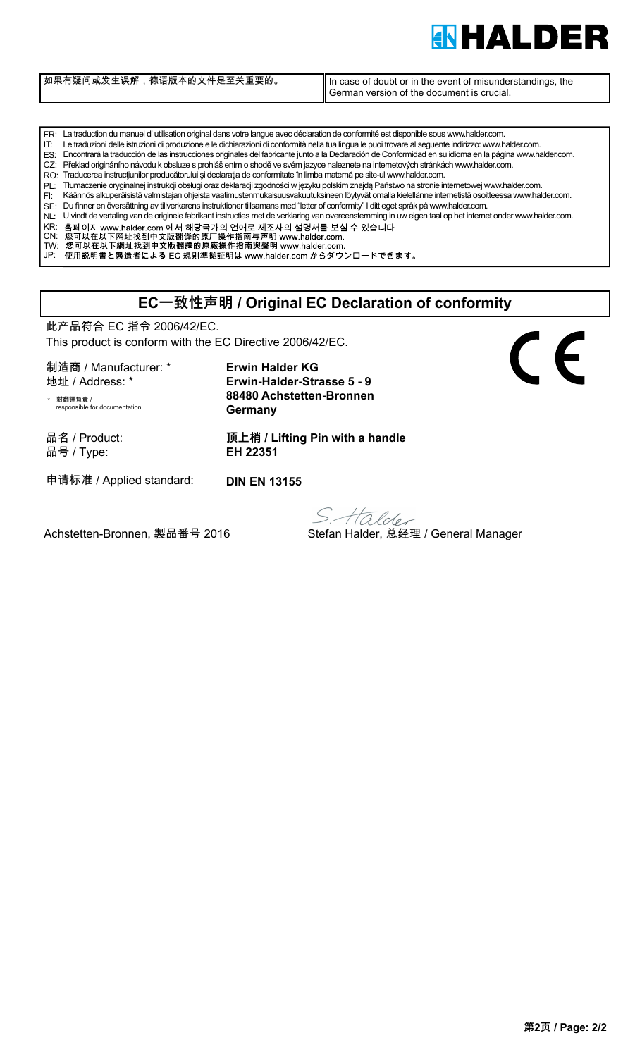HALDER

| 如果有疑问或发生误解，德语版本的文件是至关重要的。 | In case of doubt or in the event of misunderstandings, the German version of the document is crucial. |
|---|---|

FR: La traduction du manuel d' utilisation original dans votre langue avec déclaration de conformité est disponible sous www.halder.com.
IT: Le traduzioni delle istruzioni di produzione e le dichiarazioni di conformità nella tua lingua le puoi trovare al seguente indirizzo: www.halder.com.
ES: Encontrará la traducción de las instrucciones originales del fabricante junto a la Declaración de Conformidad en su idioma en la página www.halder.com.
CZ: Překlad originálního návodu k obsluze s prohlášením o shodě ve svém jazyce naleznete na internetových stránkách www.halder.com.
RO: Traducerea instrucţiunilor producătorului şi declaraţia de conformitate în limba maternă pe site-ul www.halder.com.
PL: Tłumaczenie oryginalnej instrukcji obsługi oraz deklaracji zgodności w języku polskim znajdą Państwo na stronie internetowej www.halder.com.
FI: Käännös alkuperäisistä valmistajan ohjeista vaatimustenmukaisuusvakuutuksineen löytyvät omalla kielellänne internetistä osoitteessa www.halder.com.
SE: Du finner en översättning av tillverkarens instruktioner tillsamans med "letter of conformity" I ditt eget språk på www.halder.com.
NL: U vindt de vertaling van de originele fabrikant instructies met de verklaring van overeenstemming in uw eigen taal op het internet onder www.halder.com.
KR: 홈페이지 www.halder.com 에서 해당국가의 언어로 제조사의 설명서를 보실 수 있습니다
CN: 您可以在以下网址找到中文版翻译的原厂操作指南与声明 www.halder.com.
TW: 您可以在以下網址找到中文版翻譯的原廠操作指南與聲明 www.halder.com.
JP: 使用説明書と製造者による EC 規則準拠証明は www.halder.com からダウンロードできます。

## EC一致性声明 / Original EC Declaration of conformity

此产品符合 EC 指令 2006/42/EC.
This product is conform with the EC Directive 2006/42/EC.

CE

| | |
|---|---|
| 制造商 / Manufacturer: * | **Erwin Halder KG** |
| 地址 / Address: * | **Erwin-Halder-Strasse 5 - 9** |
| * 對翻譯負責 / responsible for documentation | **88480 Achstetten-Bronnen** |
| | **Germany** |
| 品名 / Product: | **顶上梢 / Lifting Pin with a handle** |
| 品号 / Type: | **EH 22351** |
| 申请标准 / Applied standard: | **DIN EN 13155** |

S. Halder

Achstetten-Bronnen, 製品番号 2016    Stefan Halder, 总经理 / General Manager